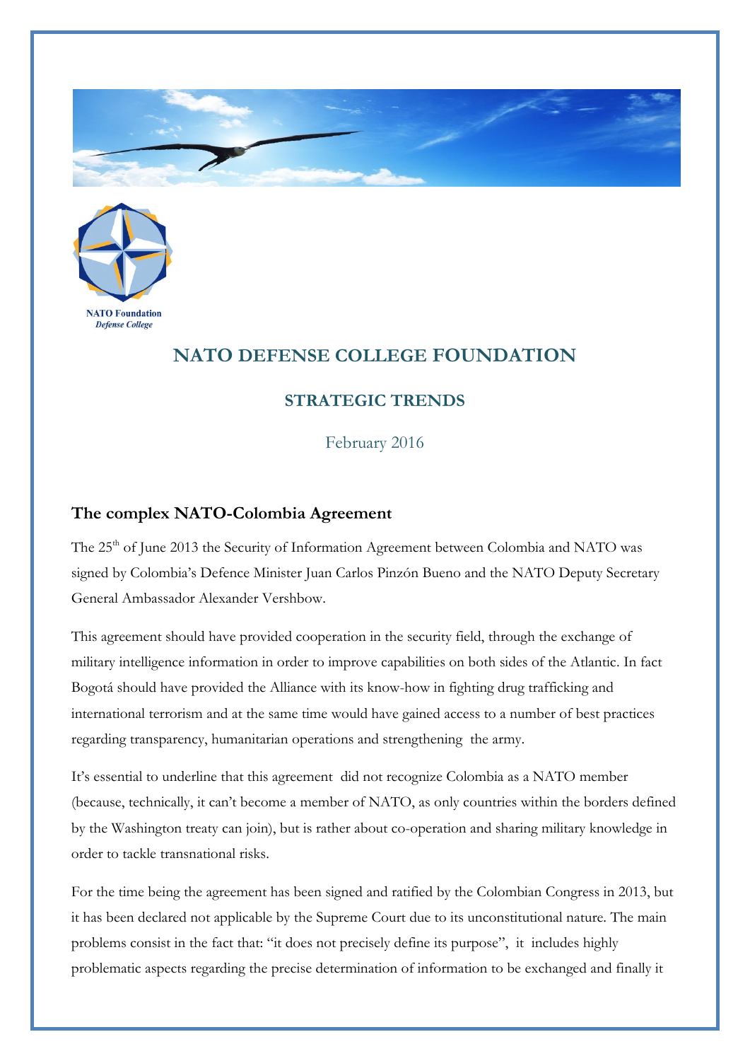NATO Foundation
*Defense College*

# NATO DEFENSE COLLEGE FOUNDATION

## STRATEGIC TRENDS

February 2016

### The complex NATO-Colombia Agreement

The 25th of June 2013 the Security of Information Agreement between Colombia and NATO was signed by Colombia's Defence Minister Juan Carlos Pinzón Bueno and the NATO Deputy Secretary General Ambassador Alexander Vershbow.

This agreement should have provided cooperation in the security field, through the exchange of military intelligence information in order to improve capabilities on both sides of the Atlantic. In fact Bogotá should have provided the Alliance with its know-how in fighting drug trafficking and international terrorism and at the same time would have gained access to a number of best practices regarding transparency, humanitarian operations and strengthening the army.

It's essential to underline that this agreement did not recognize Colombia as a NATO member (because, technically, it can't become a member of NATO, as only countries within the borders defined by the Washington treaty can join), but is rather about co-operation and sharing military knowledge in order to tackle transnational risks.

For the time being the agreement has been signed and ratified by the Colombian Congress in 2013, but it has been declared not applicable by the Supreme Court due to its unconstitutional nature. The main problems consist in the fact that: "it does not precisely define its purpose", it includes highly problematic aspects regarding the precise determination of information to be exchanged and finally it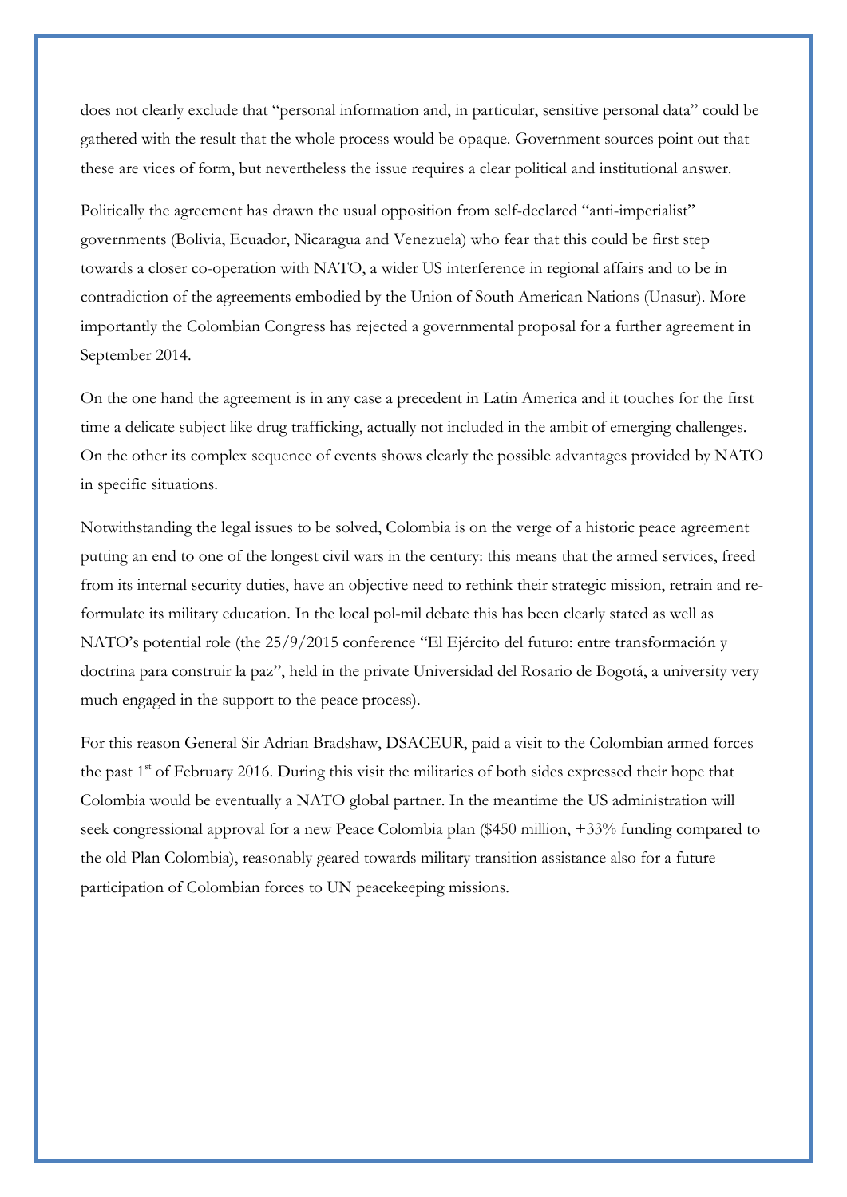does not clearly exclude that "personal information and, in particular, sensitive personal data" could be gathered with the result that the whole process would be opaque. Government sources point out that these are vices of form, but nevertheless the issue requires a clear political and institutional answer.

Politically the agreement has drawn the usual opposition from self-declared "anti-imperialist" governments (Bolivia, Ecuador, Nicaragua and Venezuela) who fear that this could be first step towards a closer co-operation with NATO, a wider US interference in regional affairs and to be in contradiction of the agreements embodied by the Union of South American Nations (Unasur). More importantly the Colombian Congress has rejected a governmental proposal for a further agreement in September 2014.

On the one hand the agreement is in any case a precedent in Latin America and it touches for the first time a delicate subject like drug trafficking, actually not included in the ambit of emerging challenges. On the other its complex sequence of events shows clearly the possible advantages provided by NATO in specific situations.

Notwithstanding the legal issues to be solved, Colombia is on the verge of a historic peace agreement putting an end to one of the longest civil wars in the century: this means that the armed services, freed from its internal security duties, have an objective need to rethink their strategic mission, retrain and re-formulate its military education. In the local pol-mil debate this has been clearly stated as well as NATO's potential role (the 25/9/2015 conference "El Ejército del futuro: entre transformación y doctrina para construir la paz", held in the private Universidad del Rosario de Bogotá, a university very much engaged in the support to the peace process).

For this reason General Sir Adrian Bradshaw, DSACEUR, paid a visit to the Colombian armed forces the past 1st of February 2016. During this visit the militaries of both sides expressed their hope that Colombia would be eventually a NATO global partner. In the meantime the US administration will seek congressional approval for a new Peace Colombia plan ($450 million, +33% funding compared to the old Plan Colombia), reasonably geared towards military transition assistance also for a future participation of Colombian forces to UN peacekeeping missions.